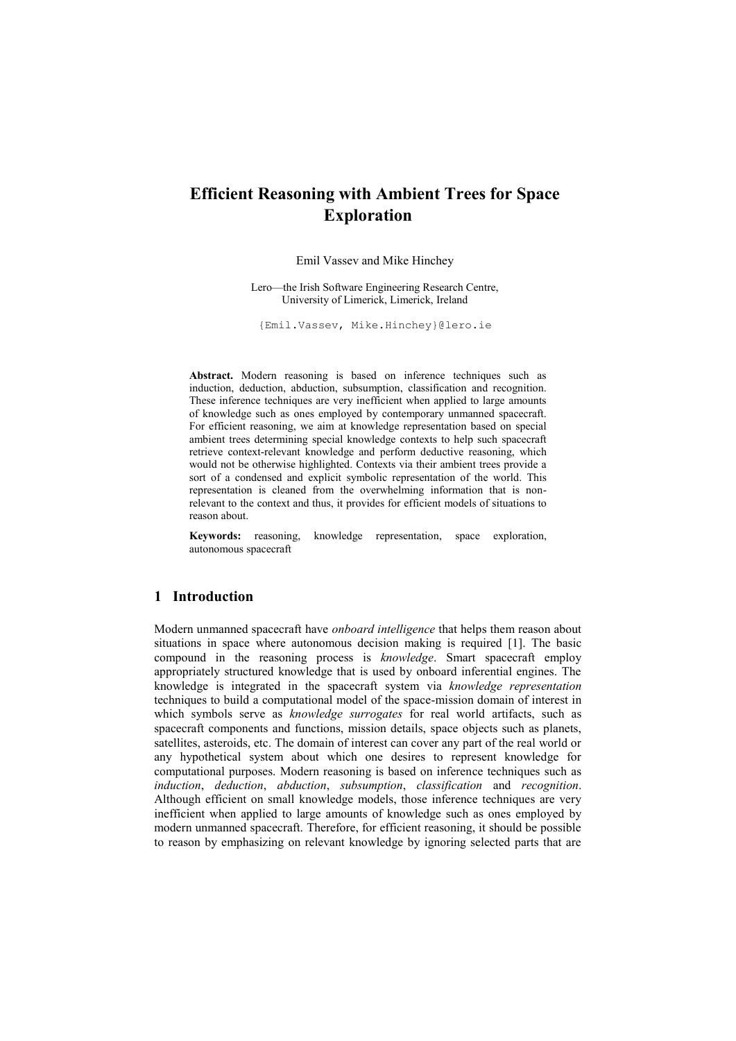# Efficient Reasoning with Ambient Trees for Space Exploration

Emil Vassev and Mike Hinchey

Lero—the Irish Software Engineering Research Centre,
University of Limerick, Limerick, Ireland

{Emil.Vassev, Mike.Hinchey}@lero.ie

**Abstract.** Modern reasoning is based on inference techniques such as induction, deduction, abduction, subsumption, classification and recognition. These inference techniques are very inefficient when applied to large amounts of knowledge such as ones employed by contemporary unmanned spacecraft. For efficient reasoning, we aim at knowledge representation based on special ambient trees determining special knowledge contexts to help such spacecraft retrieve context-relevant knowledge and perform deductive reasoning, which would not be otherwise highlighted. Contexts via their ambient trees provide a sort of a condensed and explicit symbolic representation of the world. This representation is cleaned from the overwhelming information that is non-relevant to the context and thus, it provides for efficient models of situations to reason about.

**Keywords:** reasoning, knowledge representation, space exploration, autonomous spacecraft

## 1 Introduction

Modern unmanned spacecraft have *onboard intelligence* that helps them reason about situations in space where autonomous decision making is required [1]. The basic compound in the reasoning process is *knowledge*. Smart spacecraft employ appropriately structured knowledge that is used by onboard inferential engines. The knowledge is integrated in the spacecraft system via *knowledge representation* techniques to build a computational model of the space-mission domain of interest in which symbols serve as *knowledge surrogates* for real world artifacts, such as spacecraft components and functions, mission details, space objects such as planets, satellites, asteroids, etc. The domain of interest can cover any part of the real world or any hypothetical system about which one desires to represent knowledge for computational purposes. Modern reasoning is based on inference techniques such as *induction*, *deduction*, *abduction*, *subsumption*, *classification* and *recognition*. Although efficient on small knowledge models, those inference techniques are very inefficient when applied to large amounts of knowledge such as ones employed by modern unmanned spacecraft. Therefore, for efficient reasoning, it should be possible to reason by emphasizing on relevant knowledge by ignoring selected parts that are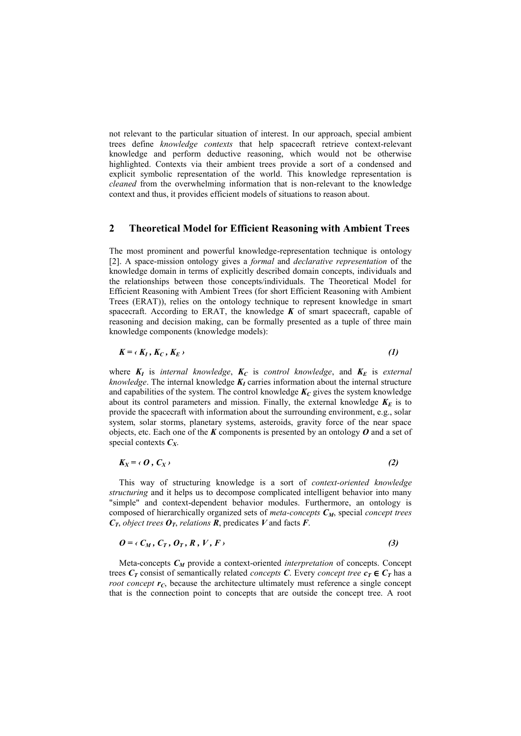not relevant to the particular situation of interest. In our approach, special ambient trees define *knowledge contexts* that help spacecraft retrieve context-relevant knowledge and perform deductive reasoning, which would not be otherwise highlighted. Contexts via their ambient trees provide a sort of a condensed and explicit symbolic representation of the world. This knowledge representation is *cleaned* from the overwhelming information that is non-relevant to the knowledge context and thus, it provides efficient models of situations to reason about.

## 2 Theoretical Model for Efficient Reasoning with Ambient Trees

The most prominent and powerful knowledge-representation technique is ontology [2]. A space-mission ontology gives a *formal* and *declarative representation* of the knowledge domain in terms of explicitly described domain concepts, individuals and the relationships between those concepts/individuals. The Theoretical Model for Efficient Reasoning with Ambient Trees (for short Efficient Reasoning with Ambient Trees (ERAT)), relies on the ontology technique to represent knowledge in smart spacecraft. According to ERAT, the knowledge $\boldsymbol{K}$ of smart spacecraft, capable of reasoning and decision making, can be formally presented as a tuple of three main knowledge components (knowledge models):

$$\boldsymbol{K} = \langle \boldsymbol{K_I}, \boldsymbol{K_C}, \boldsymbol{K_E} \rangle \quad (1)$$

where $\boldsymbol{K_I}$ is *internal knowledge*, $\boldsymbol{K_C}$ is *control knowledge*, and $\boldsymbol{K_E}$ is *external knowledge*. The internal knowledge $\boldsymbol{K_I}$ carries information about the internal structure and capabilities of the system. The control knowledge $\boldsymbol{K_C}$ gives the system knowledge about its control parameters and mission. Finally, the external knowledge $\boldsymbol{K_E}$ is to provide the spacecraft with information about the surrounding environment, e.g., solar system, solar storms, planetary systems, asteroids, gravity force of the near space objects, etc. Each one of the $\boldsymbol{K}$ components is presented by an ontology $\boldsymbol{O}$ and a set of special contexts $\boldsymbol{C_X}$.

$$\boldsymbol{K_X} = \langle \boldsymbol{O}, \boldsymbol{C_X} \rangle \quad (2)$$

This way of structuring knowledge is a sort of *context-oriented knowledge structuring* and it helps us to decompose complicated intelligent behavior into many "simple" and context-dependent behavior modules. Furthermore, an ontology is composed of hierarchically organized sets of *meta-concepts* $\boldsymbol{C_M}$, special *concept trees* $\boldsymbol{C_T}$, *object trees* $\boldsymbol{O_T}$, *relations* $\boldsymbol{R}$, predicates $\boldsymbol{V}$ and facts $\boldsymbol{F}$.

$$\boldsymbol{O} = \langle \boldsymbol{C_M}, \boldsymbol{C_T}, \boldsymbol{O_T}, \boldsymbol{R}, \boldsymbol{V}, \boldsymbol{F} \rangle \quad (3)$$

Meta-concepts $\boldsymbol{C_M}$ provide a context-oriented *interpretation* of concepts. Concept trees $\boldsymbol{C_T}$ consist of semantically related *concepts* $\boldsymbol{C}$. Every *concept tree* $\boldsymbol{c_T} \in \boldsymbol{C_T}$ has a *root concept* $\boldsymbol{r_C}$, because the architecture ultimately must reference a single concept that is the connection point to concepts that are outside the concept tree. A root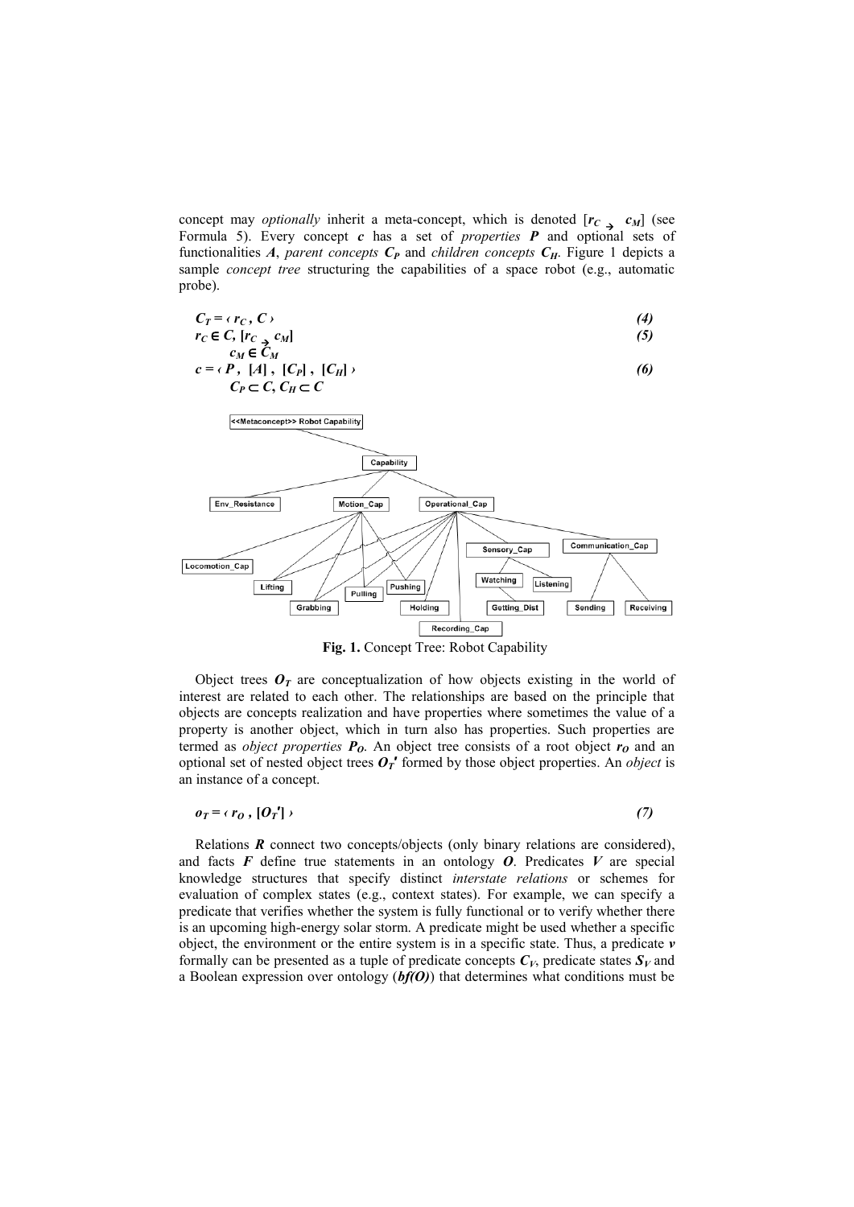concept may *optionally* inherit a meta-concept, which is denoted $[r_C \rightarrow c_M]$ (see Formula 5). Every concept $c$ has a set of *properties* $P$ and optional sets of functionalities $A$, *parent concepts* $C_P$ and *children concepts* $C_H$. Figure 1 depicts a sample *concept tree* structuring the capabilities of a space robot (e.g., automatic probe).

$$C_T = \langle r_C , C \rangle \tag{4}$$

$$r_C \in C, [r_C \rightarrow c_M] \quad c_M \in C_M \tag{5}$$

$$c = \langle P , [A] , [C_P] , [C_H] \rangle \quad C_P \subset C, C_H \subset C \tag{6}$$

**Fig. 1.** Concept Tree: Robot Capability

Object trees $O_T$ are conceptualization of how objects existing in the world of interest are related to each other. The relationships are based on the principle that objects are concepts realization and have properties where sometimes the value of a property is another object, which in turn also has properties. Such properties are termed as *object properties* $P_O$. An object tree consists of a root object $r_O$ and an optional set of nested object trees $O_T'$ formed by those object properties. An *object* is an instance of a concept.

$$o_T = \langle r_O , [O_T'] \rangle \tag{7}$$

Relations $R$ connect two concepts/objects (only binary relations are considered), and facts $F$ define true statements in an ontology $O$. Predicates $V$ are special knowledge structures that specify distinct *interstate relations* or schemes for evaluation of complex states (e.g., context states). For example, we can specify a predicate that verifies whether the system is fully functional or to verify whether there is an upcoming high-energy solar storm. A predicate might be used whether a specific object, the environment or the entire system is in a specific state. Thus, a predicate $v$ formally can be presented as a tuple of predicate concepts $C_V$, predicate states $S_V$ and a Boolean expression over ontology ($bf(O)$) that determines what conditions must be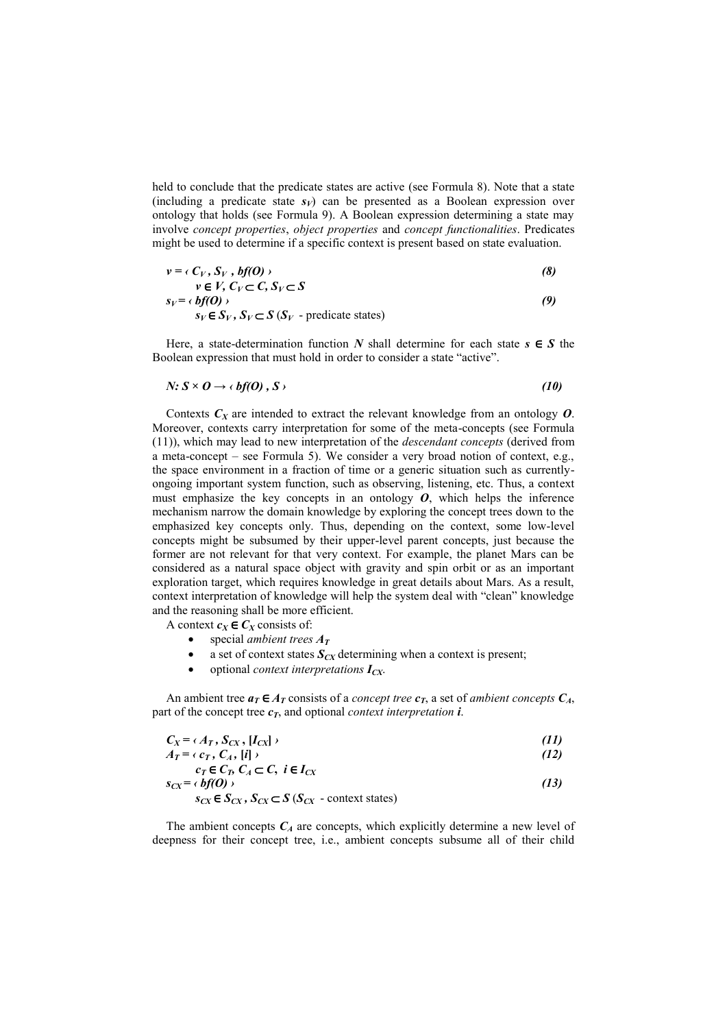held to conclude that the predicate states are active (see Formula 8). Note that a state (including a predicate state $s_V$) can be presented as a Boolean expression over ontology that holds (see Formula 9). A Boolean expression determining a state may involve *concept properties*, *object properties* and *concept functionalities*. Predicates might be used to determine if a specific context is present based on state evaluation.

$$v = \langle C_V, S_V, bf(O) \rangle \qquad (8)$$

$$v \in V, C_V \subset C, S_V \subset S$$

$$s_V = \langle bf(O) \rangle \qquad (9)$$

$$s_V \in S_V, S_V \subset S \text{ } (S_V \text{ - predicate states})$$

Here, a state-determination function $N$ shall determine for each state $s \in S$ the Boolean expression that must hold in order to consider a state "active".

$$N: S \times O \rightarrow \langle bf(O), S \rangle \qquad (10)$$

Contexts $C_X$ are intended to extract the relevant knowledge from an ontology $O$. Moreover, contexts carry interpretation for some of the meta-concepts (see Formula (11)), which may lead to new interpretation of the *descendant concepts* (derived from a meta-concept – see Formula 5). We consider a very broad notion of context, e.g., the space environment in a fraction of time or a generic situation such as currently-ongoing important system function, such as observing, listening, etc. Thus, a context must emphasize the key concepts in an ontology $O$, which helps the inference mechanism narrow the domain knowledge by exploring the concept trees down to the emphasized key concepts only. Thus, depending on the context, some low-level concepts might be subsumed by their upper-level parent concepts, just because the former are not relevant for that very context. For example, the planet Mars can be considered as a natural space object with gravity and spin orbit or as an important exploration target, which requires knowledge in great details about Mars. As a result, context interpretation of knowledge will help the system deal with "clean" knowledge and the reasoning shall be more efficient.

A context $c_X \in C_X$ consists of:

- special *ambient trees* $A_T$
- a set of context states $S_{CX}$ determining when a context is present;
- optional *context interpretations* $I_{CX}$.

An ambient tree $a_T \in A_T$ consists of a *concept tree* $c_T$, a set of *ambient concepts* $C_A$, part of the concept tree $c_T$, and optional *context interpretation* $i$.

$$C_X = \langle A_T, S_{CX}, [I_{CX}] \rangle \qquad (11)$$

$$A_T = \langle c_T, C_A, [i] \rangle \qquad (12)$$

$$c_T \in C_T, C_A \subset C, i \in I_{CX}$$

$$s_{CX} = \langle bf(O) \rangle \qquad (13)$$

$$s_{CX} \in S_{CX}, S_{CX} \subset S \text{ } (S_{CX} \text{ - context states})$$

The ambient concepts $C_A$ are concepts, which explicitly determine a new level of deepness for their concept tree, i.e., ambient concepts subsume all of their child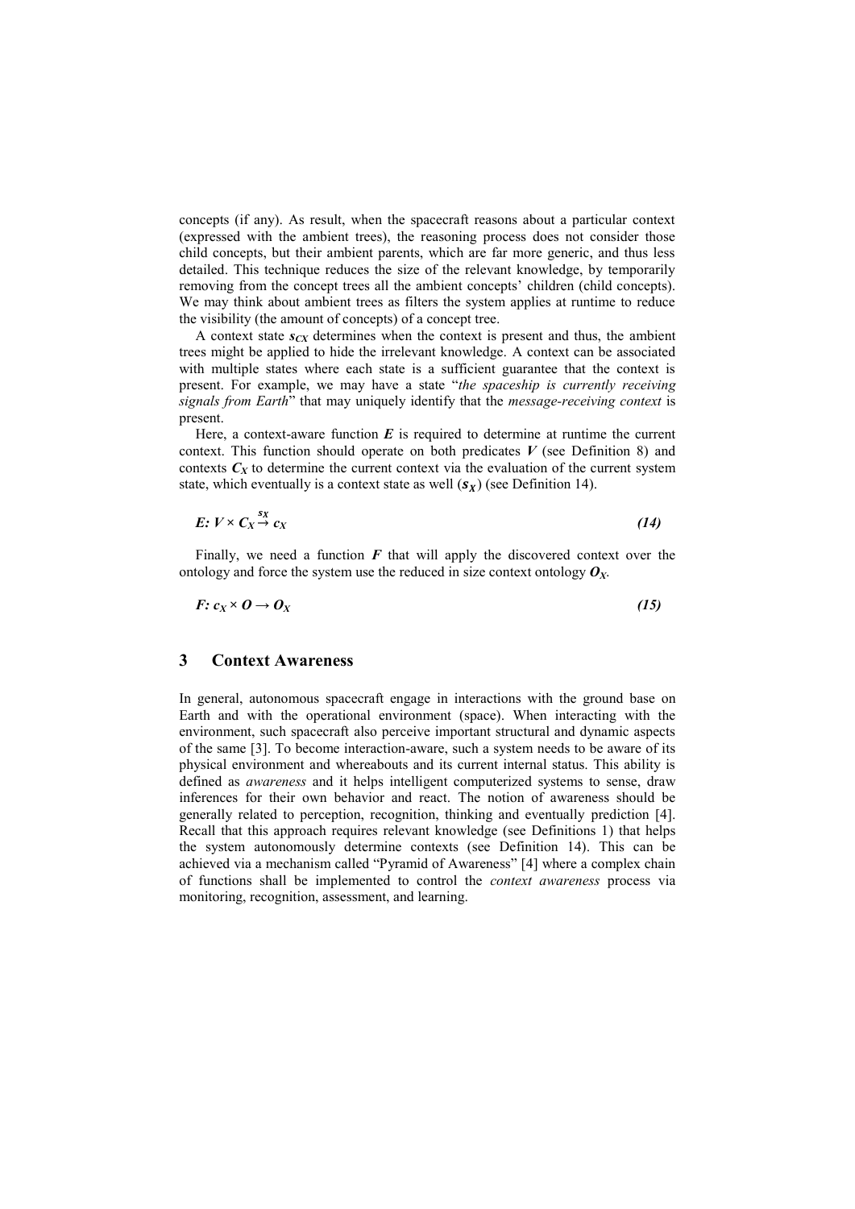concepts (if any). As result, when the spacecraft reasons about a particular context (expressed with the ambient trees), the reasoning process does not consider those child concepts, but their ambient parents, which are far more generic, and thus less detailed. This technique reduces the size of the relevant knowledge, by temporarily removing from the concept trees all the ambient concepts' children (child concepts). We may think about ambient trees as filters the system applies at runtime to reduce the visibility (the amount of concepts) of a concept tree.

A context state $s_{CX}$ determines when the context is present and thus, the ambient trees might be applied to hide the irrelevant knowledge. A context can be associated with multiple states where each state is a sufficient guarantee that the context is present. For example, we may have a state "*the spaceship is currently receiving signals from Earth*" that may uniquely identify that the *message-receiving context* is present.

Here, a context-aware function $E$ is required to determine at runtime the current context. This function should operate on both predicates $V$ (see Definition 8) and contexts $C_X$ to determine the current context via the evaluation of the current system state, which eventually is a context state as well ($s_X$) (see Definition 14).

$$E: V \times C_X \xrightarrow{s_X} c_X \tag{14}$$

Finally, we need a function $F$ that will apply the discovered context over the ontology and force the system use the reduced in size context ontology $O_X$.

$$F: c_X \times O \rightarrow O_X \tag{15}$$

## 3 Context Awareness

In general, autonomous spacecraft engage in interactions with the ground base on Earth and with the operational environment (space). When interacting with the environment, such spacecraft also perceive important structural and dynamic aspects of the same [3]. To become interaction-aware, such a system needs to be aware of its physical environment and whereabouts and its current internal status. This ability is defined as *awareness* and it helps intelligent computerized systems to sense, draw inferences for their own behavior and react. The notion of awareness should be generally related to perception, recognition, thinking and eventually prediction [4]. Recall that this approach requires relevant knowledge (see Definitions 1) that helps the system autonomously determine contexts (see Definition 14). This can be achieved via a mechanism called "Pyramid of Awareness" [4] where a complex chain of functions shall be implemented to control the *context awareness* process via monitoring, recognition, assessment, and learning.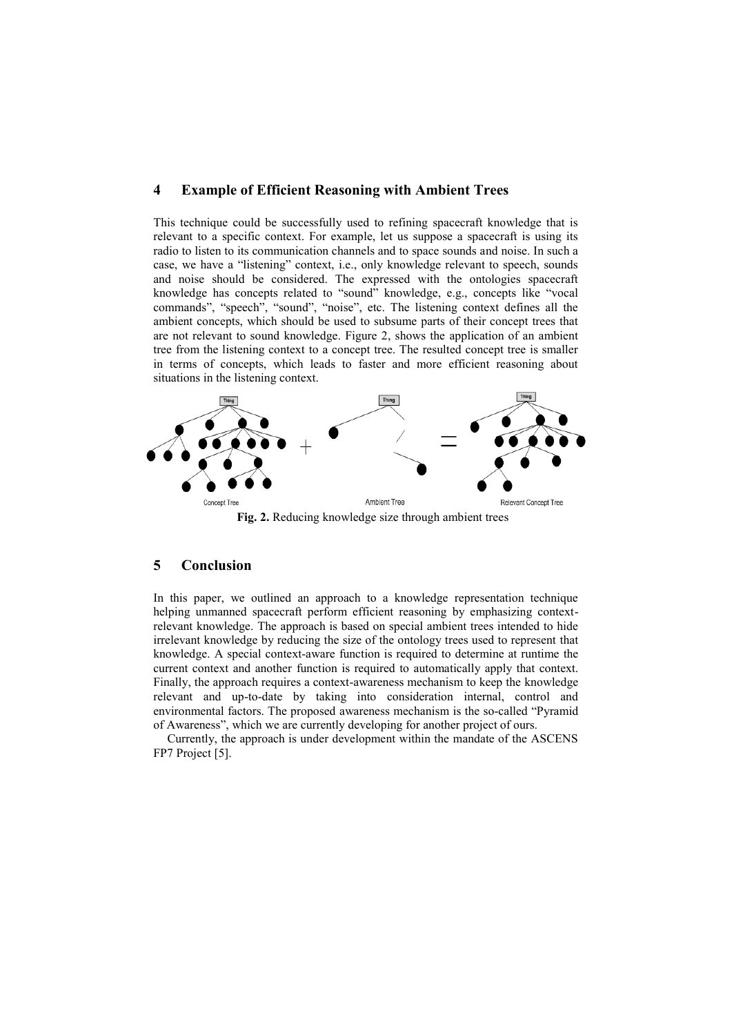## 4 Example of Efficient Reasoning with Ambient Trees

This technique could be successfully used to refining spacecraft knowledge that is relevant to a specific context. For example, let us suppose a spacecraft is using its radio to listen to its communication channels and to space sounds and noise. In such a case, we have a "listening" context, i.e., only knowledge relevant to speech, sounds and noise should be considered. The expressed with the ontologies spacecraft knowledge has concepts related to "sound" knowledge, e.g., concepts like "vocal commands", "speech", "sound", "noise", etc. The listening context defines all the ambient concepts, which should be used to subsume parts of their concept trees that are not relevant to sound knowledge. Figure 2, shows the application of an ambient tree from the listening context to a concept tree. The resulted concept tree is smaller in terms of concepts, which leads to faster and more efficient reasoning about situations in the listening context.

Thing

Thing

Thing

+

=

Concept Tree

Ambient Tree

Relevant Concept Tree

**Fig. 2.** Reducing knowledge size through ambient trees

## 5 Conclusion

In this paper, we outlined an approach to a knowledge representation technique helping unmanned spacecraft perform efficient reasoning by emphasizing context-relevant knowledge. The approach is based on special ambient trees intended to hide irrelevant knowledge by reducing the size of the ontology trees used to represent that knowledge. A special context-aware function is required to determine at runtime the current context and another function is required to automatically apply that context. Finally, the approach requires a context-awareness mechanism to keep the knowledge relevant and up-to-date by taking into consideration internal, control and environmental factors. The proposed awareness mechanism is the so-called "Pyramid of Awareness", which we are currently developing for another project of ours.

Currently, the approach is under development within the mandate of the ASCENS FP7 Project [5].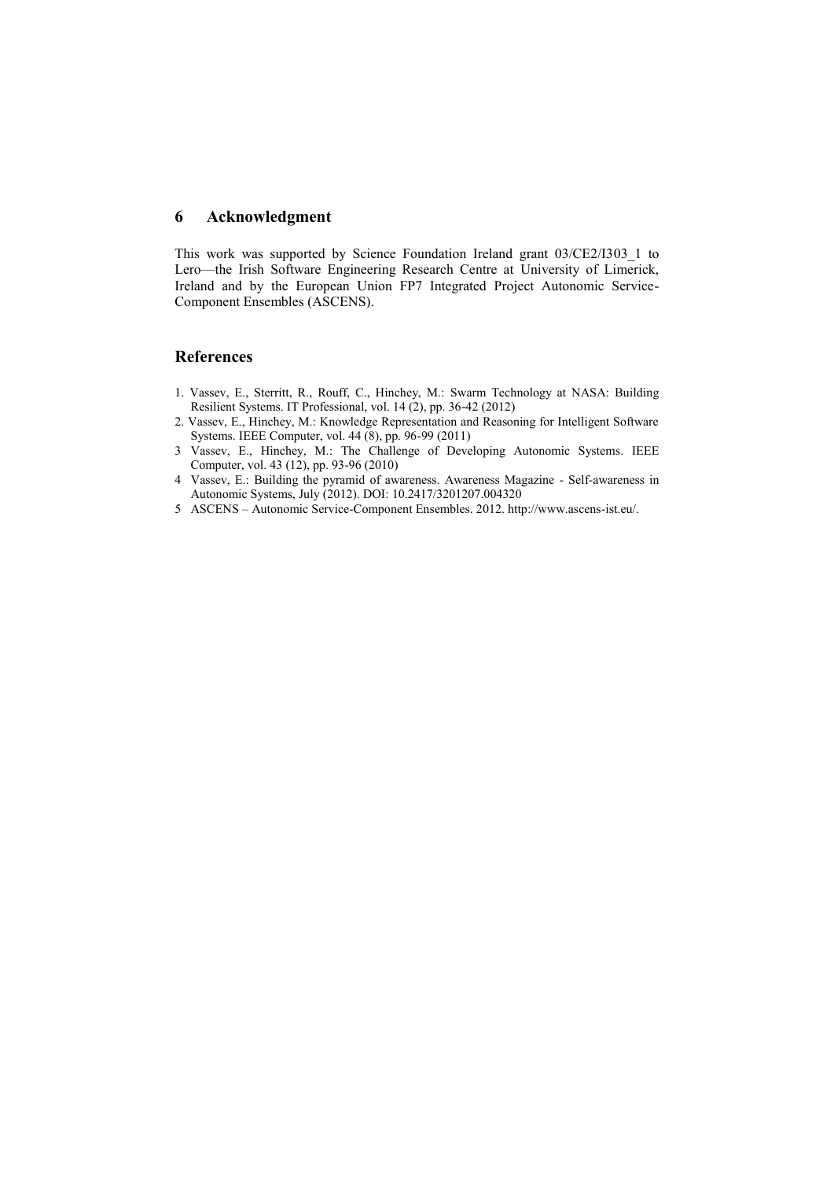## 6 Acknowledgment

This work was supported by Science Foundation Ireland grant 03/CE2/I303_1 to Lero—the Irish Software Engineering Research Centre at University of Limerick, Ireland and by the European Union FP7 Integrated Project Autonomic Service-Component Ensembles (ASCENS).

## References

1. Vassev, E., Sterritt, R., Rouff, C., Hinchey, M.: Swarm Technology at NASA: Building Resilient Systems. IT Professional, vol. 14 (2), pp. 36-42 (2012)
2. Vassev, E., Hinchey, M.: Knowledge Representation and Reasoning for Intelligent Software Systems. IEEE Computer, vol. 44 (8), pp. 96-99 (2011)
3. Vassev, E., Hinchey, M.: The Challenge of Developing Autonomic Systems. IEEE Computer, vol. 43 (12), pp. 93-96 (2010)
4. Vassev, E.: Building the pyramid of awareness. Awareness Magazine - Self-awareness in Autonomic Systems, July (2012). DOI: 10.2417/3201207.004320
5. ASCENS – Autonomic Service-Component Ensembles. 2012. http://www.ascens-ist.eu/.